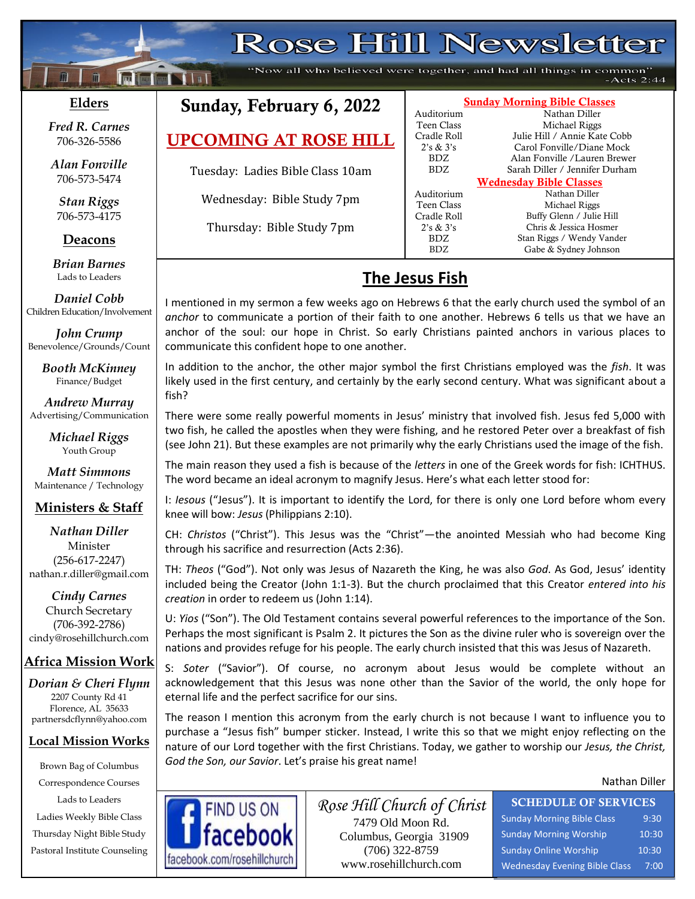# Rose Hill Newsletter

"Now all who believed were together, and had all things in common" -Acts 2:44

## Elders

*Fred R. Carnes*
706-326-5586

*Alan Fonville*
706-573-5474

*Stan Riggs*
706-573-4175

## Deacons

*Brian Barnes*
Lads to Leaders

*Daniel Cobb*
Children Education/Involvement

*John Crump*
Benevolence/Grounds/Count

*Booth McKinney*
Finance/Budget

*Andrew Murray*
Advertising/Communication

*Michael Riggs*
Youth Group

*Matt Simmons*
Maintenance / Technology

## Ministers & Staff

*Nathan Diller*
Minister
(256-617-2247)
nathan.r.diller@gmail.com

*Cindy Carnes*
Church Secretary
(706-392-2786)
cindy@rosehillchurch.com

## Africa Mission Work

*Dorian & Cheri Flynn*
2207 County Rd 41
Florence, AL 35633
partnersdcflynn@yahoo.com

## Local Mission Works

Brown Bag of Columbus
Correspondence Courses
Lads to Leaders
Ladies Weekly Bible Class
Thursday Night Bible Study
Pastoral Institute Counseling

## Sunday, February 6, 2022

## UPCOMING AT ROSE HILL

Tuesday: Ladies Bible Class 10am

Wednesday: Bible Study 7pm

Thursday: Bible Study 7pm

### Sunday Morning Bible Classes

| Class | Teacher |
|---|---|
| Auditorium | Nathan Diller |
| Teen Class | Michael Riggs |
| Cradle Roll | Julie Hill / Annie Kate Cobb |
| 2's & 3's | Carol Fonville/Diane Mock |
| BDZ | Alan Fonville /Lauren Brewer |
| BDZ | Sarah Diller / Jennifer Durham |

### Wednesday Bible Classes

| Class | Teacher |
|---|---|
| Auditorium | Nathan Diller |
| Teen Class | Michael Riggs |
| Cradle Roll | Buffy Glenn / Julie Hill |
| 2's & 3's | Chris & Jessica Hosmer |
| BDZ | Stan Riggs / Wendy Vander |
| BDZ | Gabe & Sydney Johnson |

## The Jesus Fish

I mentioned in my sermon a few weeks ago on Hebrews 6 that the early church used the symbol of an *anchor* to communicate a portion of their faith to one another. Hebrews 6 tells us that we have an anchor of the soul: our hope in Christ. So early Christians painted anchors in various places to communicate this confident hope to one another.

In addition to the anchor, the other major symbol the first Christians employed was the *fish*. It was likely used in the first century, and certainly by the early second century. What was significant about a fish?

There were some really powerful moments in Jesus' ministry that involved fish. Jesus fed 5,000 with two fish, he called the apostles when they were fishing, and he restored Peter over a breakfast of fish (see John 21). But these examples are not primarily why the early Christians used the image of the fish.

The main reason they used a fish is because of the *letters* in one of the Greek words for fish: ICHTHUS. The word became an ideal acronym to magnify Jesus. Here's what each letter stood for:

I: *Iesous* ("Jesus"). It is important to identify the Lord, for there is only one Lord before whom every knee will bow: *Jesus* (Philippians 2:10).

CH: *Christos* ("Christ"). This Jesus was the "Christ"—the anointed Messiah who had become King through his sacrifice and resurrection (Acts 2:36).

TH: *Theos* ("God"). Not only was Jesus of Nazareth the King, he was also *God*. As God, Jesus' identity included being the Creator (John 1:1-3). But the church proclaimed that this Creator *entered into his creation* in order to redeem us (John 1:14).

U: *Yios* ("Son"). The Old Testament contains several powerful references to the importance of the Son. Perhaps the most significant is Psalm 2. It pictures the Son as the divine ruler who is sovereign over the nations and provides refuge for his people. The early church insisted that this was Jesus of Nazareth.

S: *Soter* ("Savior"). Of course, no acronym about Jesus would be complete without an acknowledgement that this Jesus was none other than the Savior of the world, the only hope for eternal life and the perfect sacrifice for our sins.

The reason I mention this acronym from the early church is not because I want to influence you to purchase a "Jesus fish" bumper sticker. Instead, I write this so that we might enjoy reflecting on the nature of our Lord together with the first Christians. Today, we gather to worship our *Jesus, the Christ, God the Son, our Savior*. Let's praise his great name!

Nathan Diller

FIND US ON facebook
facebook.com/rosehillchurch

*Rose Hill Church of Christ*
7479 Old Moon Rd.
Columbus, Georgia 31909
(706) 322-8759
www.rosehillchurch.com

### SCHEDULE OF SERVICES

| Service | Time |
|---|---|
| Sunday Morning Bible Class | 9:30 |
| Sunday Morning Worship | 10:30 |
| Sunday Online Worship | 10:30 |
| Wednesday Evening Bible Class | 7:00 |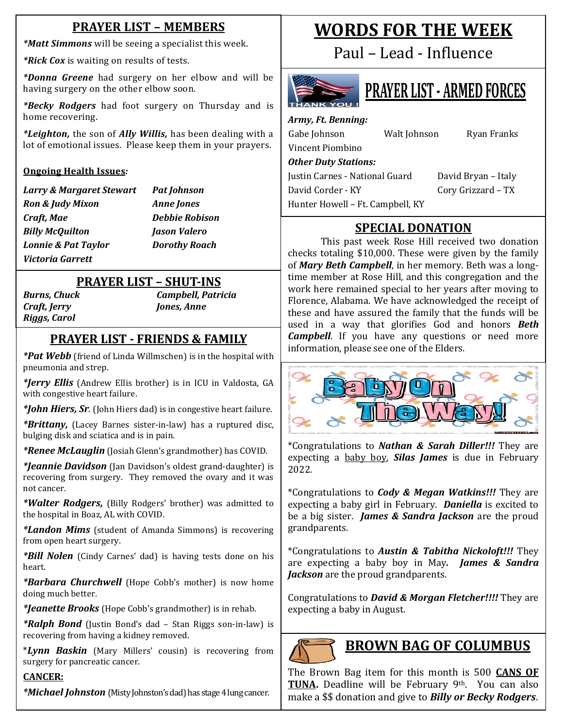## PRAYER LIST – MEMBERS

***Matt Simmons*** will be seeing a specialist this week.

***Rick Cox*** is waiting on results of tests.

***Donna Greene*** had surgery on her elbow and will be having surgery on the other elbow soon.

***Becky Rodgers*** had foot surgery on Thursday and is home recovering.

***Leighton,*** the son of ***Ally Willis,*** has been dealing with a lot of emotional issues. Please keep them in your prayers.

**Ongoing Health Issues*:***

| | |
|---|---|
| ***Larry & Margaret Stewart*** | ***Pat Johnson*** |
| ***Ron & Judy Mixon*** | ***Anne Jones*** |
| ***Craft, Mae*** | ***Debbie Robison*** |
| ***Billy McQuilton*** | ***Jason Valero*** |
| ***Lonnie & Pat Taylor*** | ***Dorothy Roach*** |
| ***Victoria Garrett*** | |

## PRAYER LIST – SHUT-INS

| | |
|---|---|
| ***Burns, Chuck*** | ***Campbell, Patricia*** |
| ***Craft, Jerry*** | ***Jones, Anne*** |
| ***Riggs, Carol*** | |

## PRAYER LIST - FRIENDS & FAMILY

***Pat Webb*** (friend of Linda Willmschen) is in the hospital with pneumonia and strep.

***Jerry Ellis*** (Andrew Ellis brother) is in ICU in Valdosta, GA with congestive heart failure.

***John Hiers, Sr.*** (John Hiers dad) is in congestive heart failure.

***Brittany,*** (Lacey Barnes sister-in-law) has a ruptured disc, bulging disk and sciatica and is in pain.

***Renee McLauglin*** (Josiah Glenn's grandmother) has COVID.

***Jeannie Davidson*** (Jan Davidson's oldest grand-daughter) is recovering from surgery. They removed the ovary and it was not cancer.

***Walter Rodgers,*** (Billy Rodgers' brother) was admitted to the hospital in Boaz, AL with COVID.

***Landon Mims*** (student of Amanda Simmons) is recovering from open heart surgery.

***Bill Nolen*** (Cindy Carnes' dad) is having tests done on his heart.

***Barbara Churchwell*** (Hope Cobb's mother) is now home doing much better.

***Jeanette Brooks*** (Hope Cobb's grandmother) is in rehab.

***Ralph Bond*** (Justin Bond's dad – Stan Riggs son-in-law) is recovering from having a kidney removed.

****Lynn Baskin*** (Mary Millers' cousin) is recovering from surgery for pancreatic cancer.

**CANCER:**

***Michael Johnston*** (Misty Johnston's dad) has stage 4 lung cancer.

# WORDS FOR THE WEEK

Paul – Lead - Influence

## PRAYER LIST - ARMED FORCES

***Army, Ft. Benning:***

| | | |
|---|---|---|
| Gabe Johnson | Walt Johnson | Ryan Franks |
| Vincent Piombino | | |

***Other Duty Stations:***

| | |
|---|---|
| Justin Carnes - National Guard | David Bryan – Italy |
| David Corder - KY | Cory Grizzard – TX |
| Hunter Howell – Ft. Campbell, KY | |

## SPECIAL DONATION

This past week Rose Hill received two donation checks totaling $10,000. These were given by the family of ***Mary Beth Campbell***, in her memory. Beth was a long-time member at Rose Hill, and this congregation and the work here remained special to her years after moving to Florence, Alabama. We have acknowledged the receipt of these and have assured the family that the funds will be used in a way that glorifies God and honors ***Beth Campbell***. If you have any questions or need more information, please see one of the Elders.

Baby On The Way!

*Congratulations to ***Nathan & Sarah Diller!!!*** They are expecting a baby boy, ***Silas James*** is due in February 2022.

*Congratulations to ***Cody & Megan Watkins!!!*** They are expecting a baby girl in February. ***Daniella*** is excited to be a big sister. ***James & Sandra Jackson*** are the proud grandparents.

*Congratulations to ***Austin & Tabitha Nickoloft!!!*** They are expecting a baby boy in May***.*** ***James & Sandra Jackson*** are the proud grandparents.

Congratulations to ***David & Morgan Fletcher!!!!*** They are expecting a baby in August.

## BROWN BAG OF COLUMBUS

The Brown Bag item for this month is 500 **CANS OF TUNA.** Deadline will be February 9th. You can also make a $$ donation and give to ***Billy or Becky Rodgers***.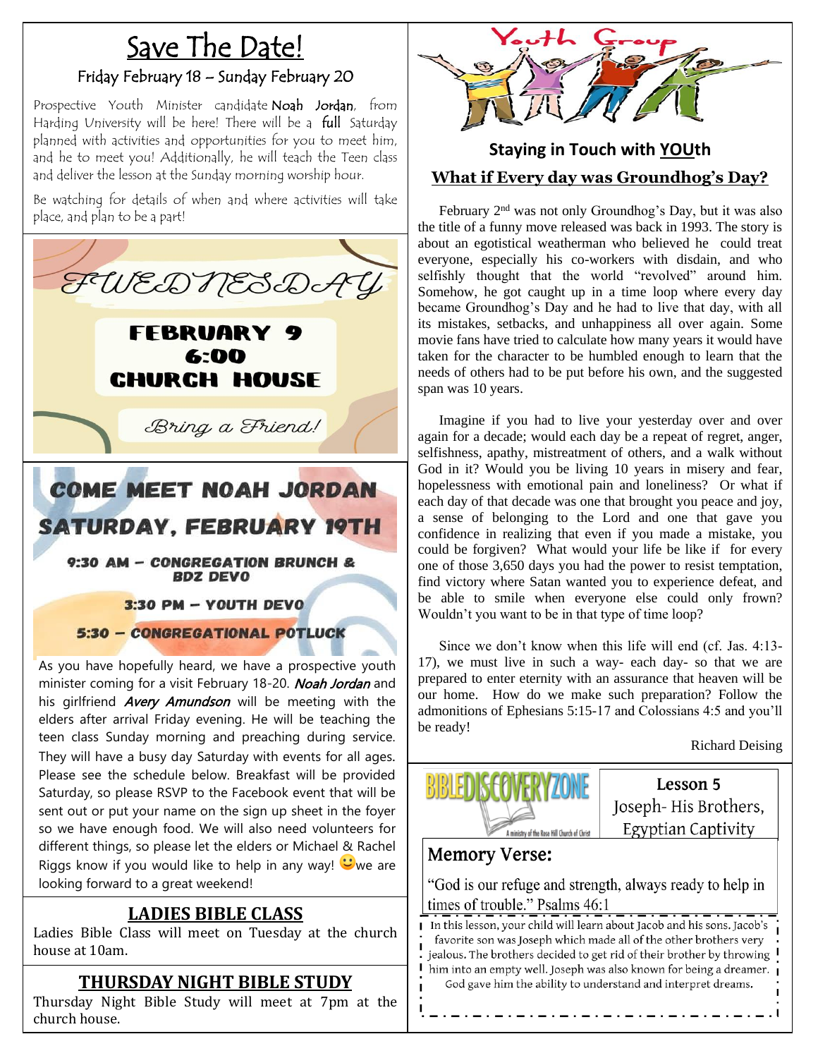# Save The Date!

### Friday February 18 – Sunday February 20

Prospective Youth Minister candidate **Noah Jordan**, from Harding University will be here! There will be a **full** Saturday planned with activities and opportunities for you to meet him, and he to meet you! Additionally, he will teach the Teen class and deliver the lesson at the Sunday morning worship hour.

Be watching for details of when and where activities will take place, and plan to be a part!

## FWEDNESDAY

**FEBRUARY 9**
**6:00**
**CHURCH HOUSE**

*Bring a Friend!*

## COME MEET NOAH JORDAN
## SATURDAY, FEBRUARY 19TH

**9:30 AM – CONGREGATION BRUNCH & BDZ DEVO**

**3:30 PM – YOUTH DEVO**

**5:30 – CONGREGATIONAL POTLUCK**

As you have hopefully heard, we have a prospective youth minister coming for a visit February 18-20. *Noah Jordan* and his girlfriend *Avery Amundson* will be meeting with the elders after arrival Friday evening. He will be teaching the teen class Sunday morning and preaching during service. They will have a busy day Saturday with events for all ages. Please see the schedule below. Breakfast will be provided Saturday, so please RSVP to the Facebook event that will be sent out or put your name on the sign up sheet in the foyer so we have enough food. We will also need volunteers for different things, so please let the elders or Michael & Rachel Riggs know if you would like to help in any way! 🙂 we are looking forward to a great weekend!

## LADIES BIBLE CLASS

Ladies Bible Class will meet on Tuesday at the church house at 10am.

## THURSDAY NIGHT BIBLE STUDY

Thursday Night Bible Study will meet at 7pm at the church house.

# Youth Group

### Staying in Touch with YOUth

### What if Every day was Groundhog's Day?

February 2nd was not only Groundhog's Day, but it was also the title of a funny move released was back in 1993. The story is about an egotistical weatherman who believed he could treat everyone, especially his co-workers with disdain, and who selfishly thought that the world "revolved" around him. Somehow, he got caught up in a time loop where every day became Groundhog's Day and he had to live that day, with all its mistakes, setbacks, and unhappiness all over again. Some movie fans have tried to calculate how many years it would have taken for the character to be humbled enough to learn that the needs of others had to be put before his own, and the suggested span was 10 years.

Imagine if you had to live your yesterday over and over again for a decade; would each day be a repeat of regret, anger, selfishness, apathy, mistreatment of others, and a walk without God in it? Would you be living 10 years in misery and fear, hopelessness with emotional pain and loneliness? Or what if each day of that decade was one that brought you peace and joy, a sense of belonging to the Lord and one that gave you confidence in realizing that even if you made a mistake, you could be forgiven? What would your life be like if for every one of those 3,650 days you had the power to resist temptation, find victory where Satan wanted you to experience defeat, and be able to smile when everyone else could only frown? Wouldn't you want to be in that type of time loop?

Since we don't know when this life will end (cf. Jas. 4:13-17), we must live in such a way- each day- so that we are prepared to enter eternity with an assurance that heaven will be our home. How do we make such preparation? Follow the admonitions of Ephesians 5:15-17 and Colossians 4:5 and you'll be ready!

Richard Deising

BIBLE DISCOVERY ZONE
A ministry of the Rose Hill Church of Christ

**Lesson 5**
**Joseph- His Brothers, Egyptian Captivity**

## Memory Verse:

"God is our refuge and strength, always ready to help in times of trouble." Psalms 46:1

In this lesson, your child will learn about Jacob and his sons. Jacob's favorite son was Joseph which made all of the other brothers very jealous. The brothers decided to get rid of their brother by throwing him into an empty well. Joseph was also known for being a dreamer. God gave him the ability to understand and interpret dreams.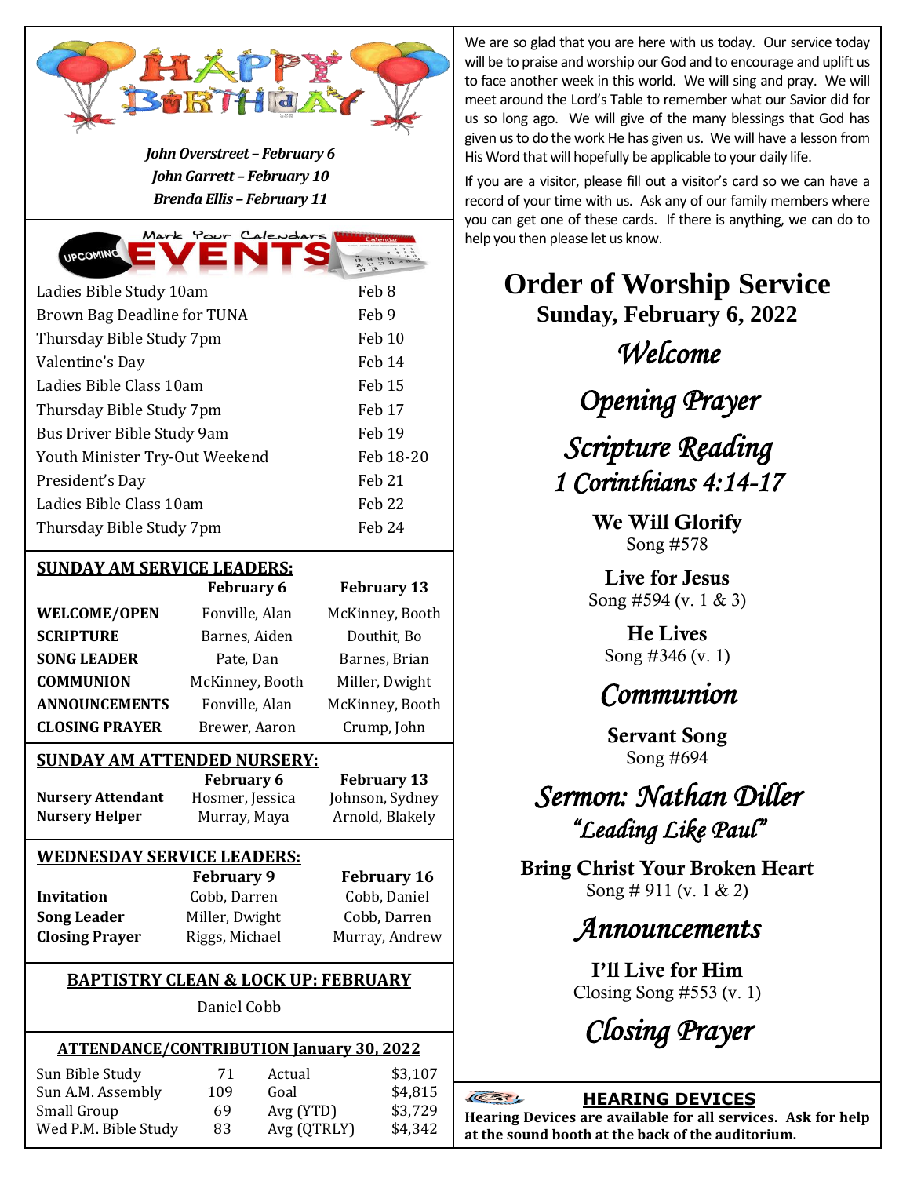# HAPPY BIRTHDAY

*John Overstreet – February 6*
*John Garrett – February 10*
*Brenda Ellis – February 11*

## UPCOMING EVENTS
Mark Your Calendars

| | |
|---|---|
| Ladies Bible Study 10am | Feb 8 |
| Brown Bag Deadline for TUNA | Feb 9 |
| Thursday Bible Study 7pm | Feb 10 |
| Valentine's Day | Feb 14 |
| Ladies Bible Class 10am | Feb 15 |
| Thursday Bible Study 7pm | Feb 17 |
| Bus Driver Bible Study 9am | Feb 19 |
| Youth Minister Try-Out Weekend | Feb 18-20 |
| President's Day | Feb 21 |
| Ladies Bible Class 10am | Feb 22 |
| Thursday Bible Study 7pm | Feb 24 |

## SUNDAY AM SERVICE LEADERS:

| | February 6 | February 13 |
|---|---|---|
| **WELCOME/OPEN** | Fonville, Alan | McKinney, Booth |
| **SCRIPTURE** | Barnes, Aiden | Douthit, Bo |
| **SONG LEADER** | Pate, Dan | Barnes, Brian |
| **COMMUNION** | McKinney, Booth | Miller, Dwight |
| **ANNOUNCEMENTS** | Fonville, Alan | McKinney, Booth |
| **CLOSING PRAYER** | Brewer, Aaron | Crump, John |

## SUNDAY AM ATTENDED NURSERY:

| | February 6 | February 13 |
|---|---|---|
| **Nursery Attendant** | Hosmer, Jessica | Johnson, Sydney |
| **Nursery Helper** | Murray, Maya | Arnold, Blakely |

## WEDNESDAY SERVICE LEADERS:

| | February 9 | February 16 |
|---|---|---|
| **Invitation** | Cobb, Darren | Cobb, Daniel |
| **Song Leader** | Miller, Dwight | Cobb, Darren |
| **Closing Prayer** | Riggs, Michael | Murray, Andrew |

## BAPTISTRY CLEAN & LOCK UP: FEBRUARY

Daniel Cobb

## ATTENDANCE/CONTRIBUTION January 30, 2022

| | | | |
|---|---|---|---|
| Sun Bible Study | 71 | Actual | $3,107 |
| Sun A.M. Assembly | 109 | Goal | $4,815 |
| Small Group | 69 | Avg (YTD) | $3,729 |
| Wed P.M. Bible Study | 83 | Avg (QTRLY) | $4,342 |

We are so glad that you are here with us today. Our service today will be to praise and worship our God and to encourage and uplift us to face another week in this world. We will sing and pray. We will meet around the Lord's Table to remember what our Savior did for us so long ago. We will give of the many blessings that God has given us to do the work He has given us. We will have a lesson from His Word that will hopefully be applicable to your daily life.

If you are a visitor, please fill out a visitor's card so we can have a record of your time with us. Ask any of our family members where you can get one of these cards. If there is anything, we can do to help you then please let us know.

# Order of Worship Service
## Sunday, February 6, 2022

*Welcome*

*Opening Prayer*

*Scripture Reading*
*1 Corinthians 4:14-17*

**We Will Glorify**
Song #578

**Live for Jesus**
Song #594 (v. 1 & 3)

**He Lives**
Song #346 (v. 1)

*Communion*

**Servant Song**
Song #694

*Sermon: Nathan Diller*
*"Leading Like Paul"*

**Bring Christ Your Broken Heart**
Song # 911 (v. 1 & 2)

*Announcements*

**I'll Live for Him**
Closing Song #553 (v. 1)

*Closing Prayer*

## HEARING DEVICES

**Hearing Devices are available for all services. Ask for help at the sound booth at the back of the auditorium.**